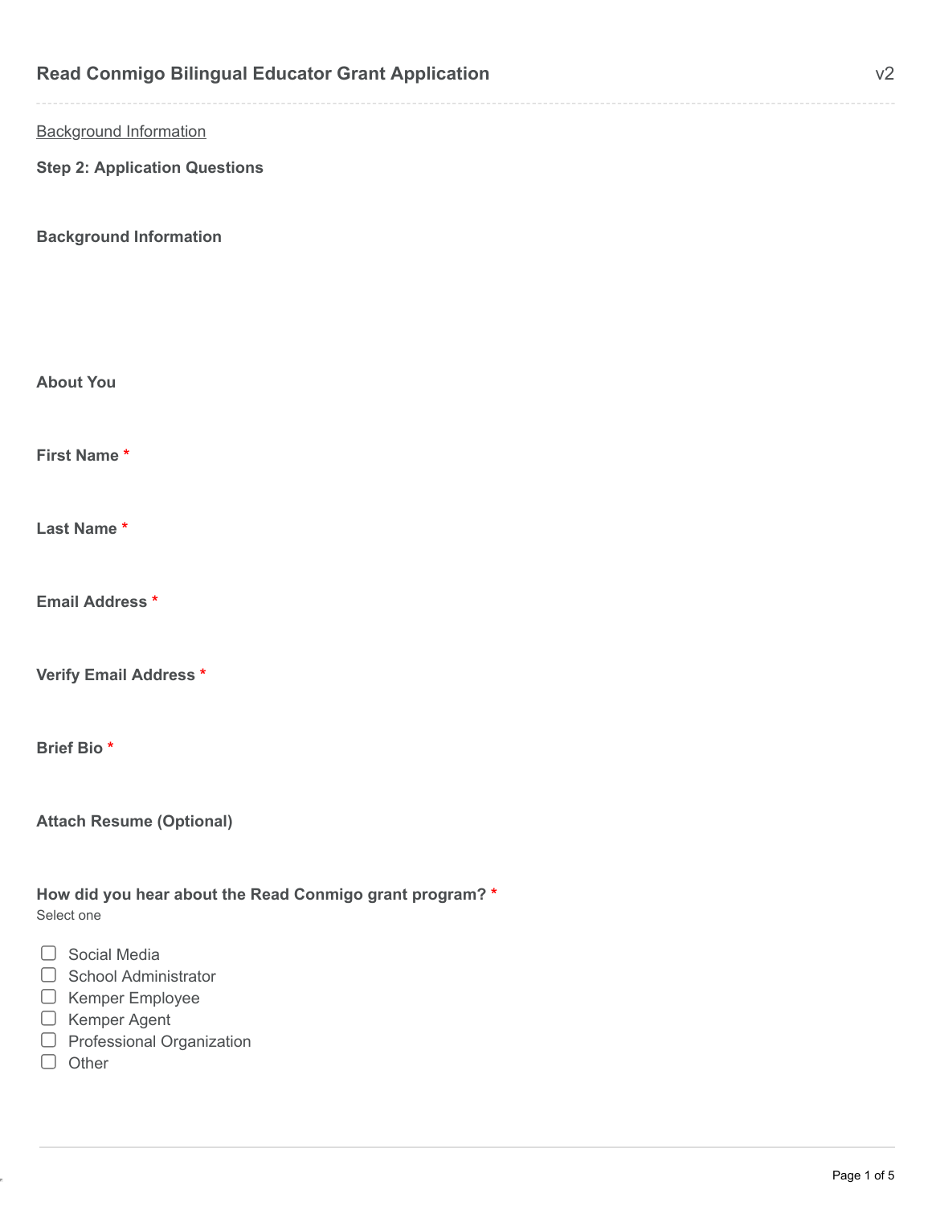# Read Conmigo Bilingual Educator Grant Application

v2

Background Information

**Step 2: Application Questions**

## Background Information

### About You

**First Name** *

**Last Name** *

**Email Address** *

**Verify Email Address** *

**Brief Bio** *

**Attach Resume (Optional)**

**How did you hear about the Read Conmigo grant program?** *

Select one

- ☐ Social Media
- ☐ School Administrator
- ☐ Kemper Employee
- ☐ Kemper Agent
- ☐ Professional Organization
- ☐ Other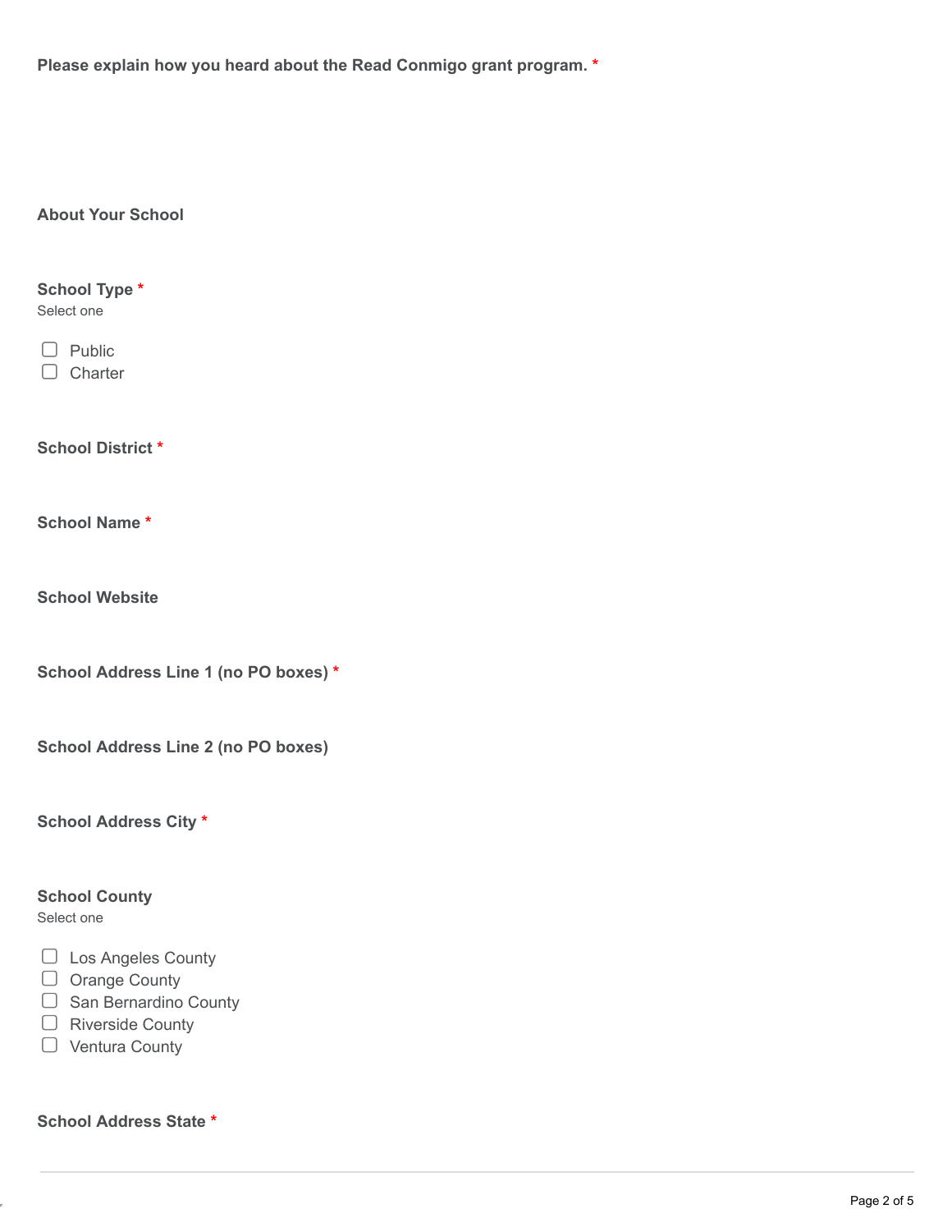**Please explain how you heard about the Read Conmigo grant program.** *

## About Your School

**School Type** *

Select one

- [ ] Public
- [ ] Charter

**School District** *

**School Name** *

**School Website**

**School Address Line 1 (no PO boxes)** *

**School Address Line 2 (no PO boxes)**

**School Address City** *

**School County**

Select one

- [ ] Los Angeles County
- [ ] Orange County
- [ ] San Bernardino County
- [ ] Riverside County
- [ ] Ventura County

**School Address State** *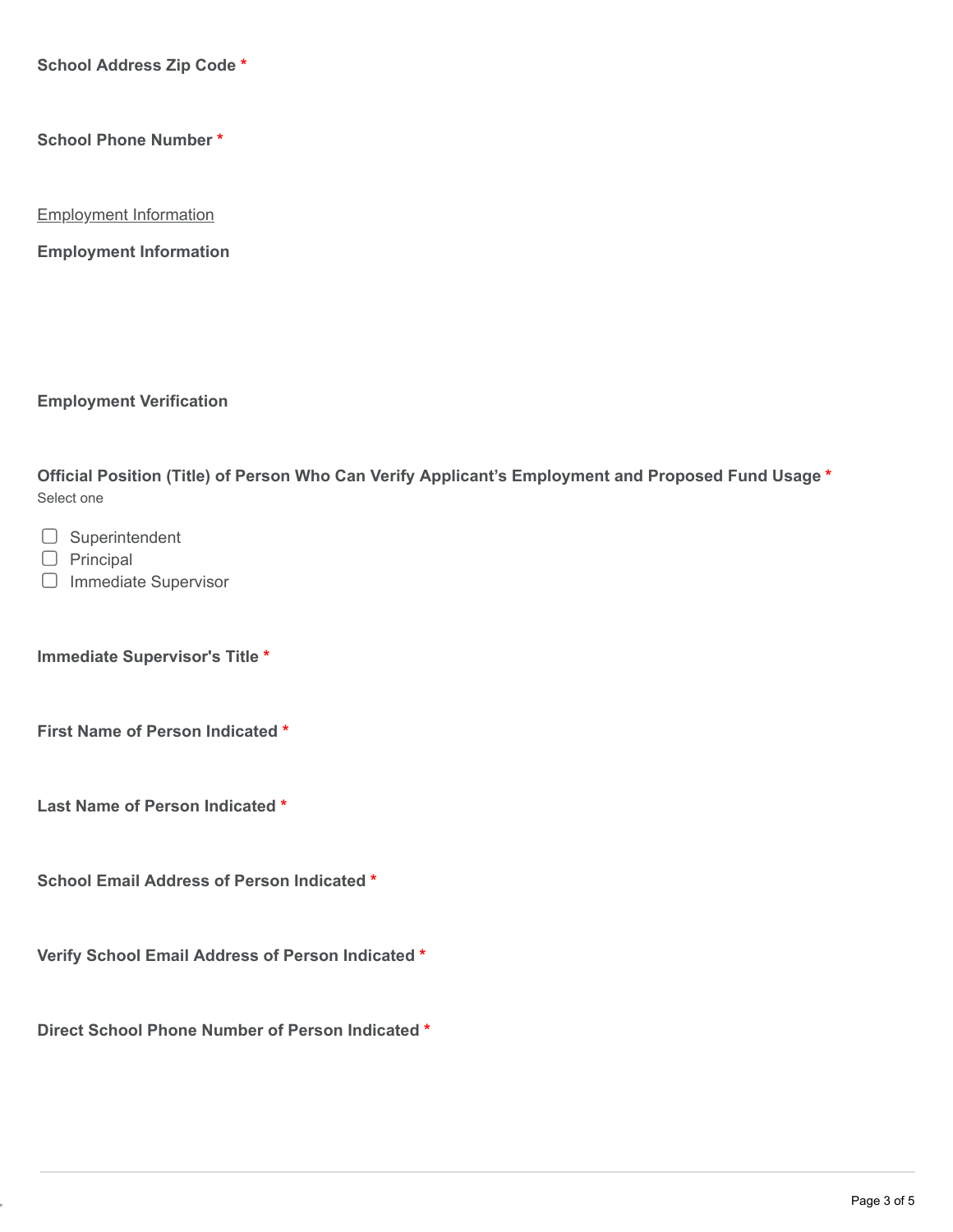**School Address Zip Code** *

**School Phone Number** *

Employment Information

**Employment Information**

**Employment Verification**

**Official Position (Title) of Person Who Can Verify Applicant's Employment and Proposed Fund Usage** *
Select one

- ☐ Superintendent
- ☐ Principal
- ☐ Immediate Supervisor

**Immediate Supervisor's Title** *

**First Name of Person Indicated** *

**Last Name of Person Indicated** *

**School Email Address of Person Indicated** *

**Verify School Email Address of Person Indicated** *

**Direct School Phone Number of Person Indicated** *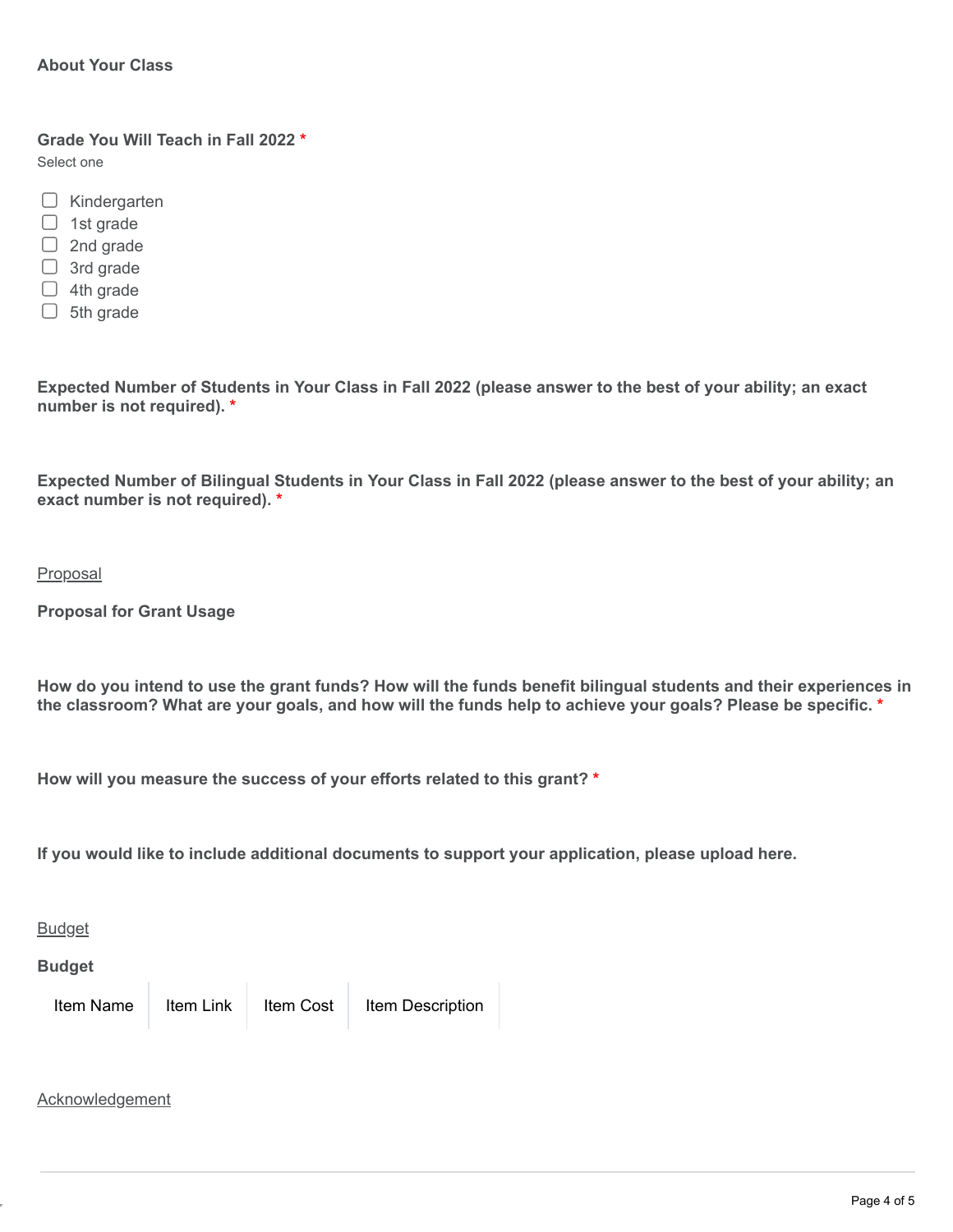**About Your Class**

**Grade You Will Teach in Fall 2022** *

Select one

- ☐ Kindergarten
- ☐ 1st grade
- ☐ 2nd grade
- ☐ 3rd grade
- ☐ 4th grade
- ☐ 5th grade

**Expected Number of Students in Your Class in Fall 2022 (please answer to the best of your ability; an exact number is not required).** *

**Expected Number of Bilingual Students in Your Class in Fall 2022 (please answer to the best of your ability; an exact number is not required).** *

Proposal

**Proposal for Grant Usage**

**How do you intend to use the grant funds? How will the funds benefit bilingual students and their experiences in the classroom? What are your goals, and how will the funds help to achieve your goals? Please be specific.** *

**How will you measure the success of your efforts related to this grant?** *

**If you would like to include additional documents to support your application, please upload here.**

Budget

**Budget**

| Item Name | Item Link | Item Cost | Item Description |
| --- | --- | --- | --- |

Acknowledgement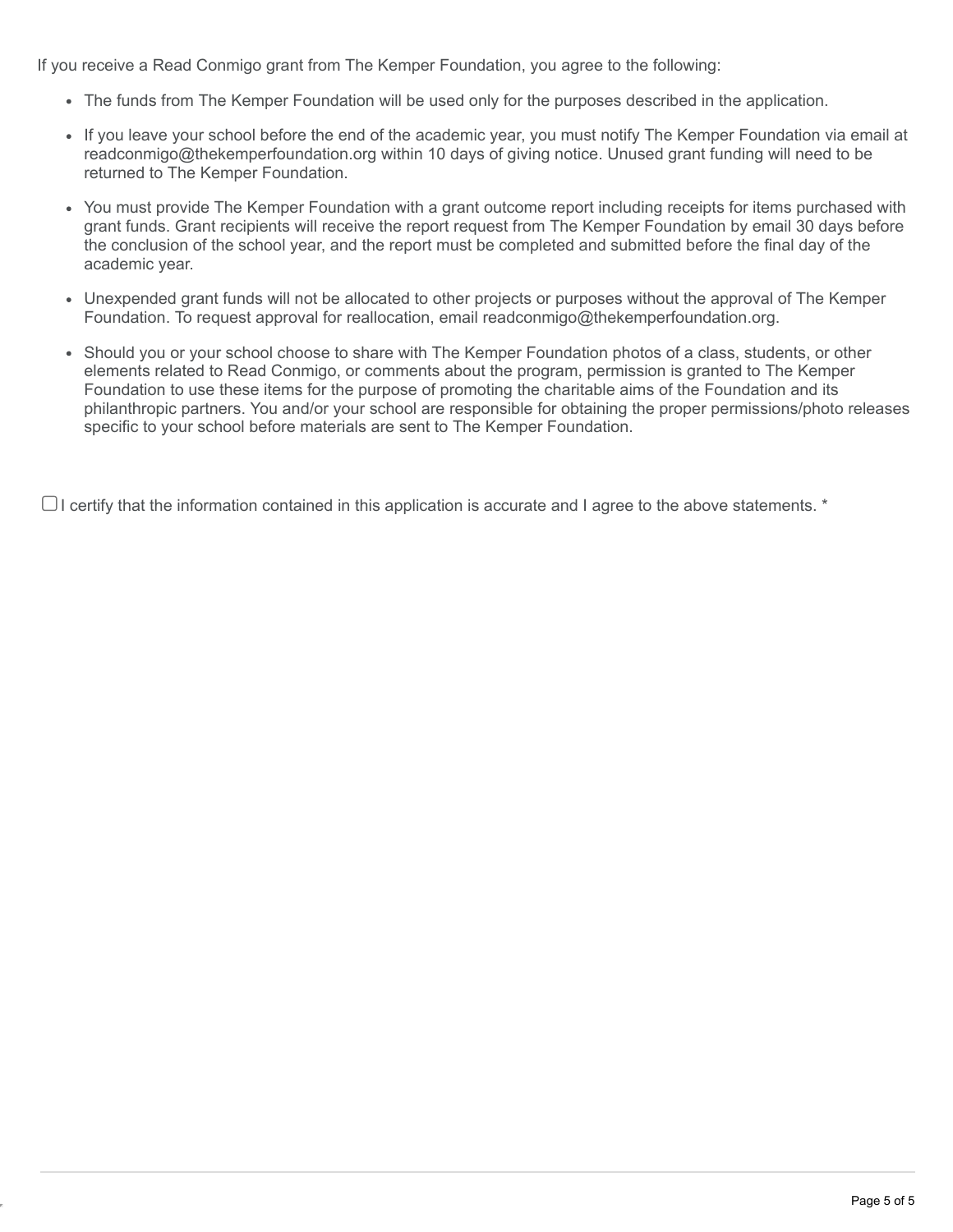If you receive a Read Conmigo grant from The Kemper Foundation, you agree to the following:

- The funds from The Kemper Foundation will be used only for the purposes described in the application.
- If you leave your school before the end of the academic year, you must notify The Kemper Foundation via email at readconmigo@thekemperfoundation.org within 10 days of giving notice. Unused grant funding will need to be returned to The Kemper Foundation.
- You must provide The Kemper Foundation with a grant outcome report including receipts for items purchased with grant funds. Grant recipients will receive the report request from The Kemper Foundation by email 30 days before the conclusion of the school year, and the report must be completed and submitted before the final day of the academic year.
- Unexpended grant funds will not be allocated to other projects or purposes without the approval of The Kemper Foundation. To request approval for reallocation, email readconmigo@thekemperfoundation.org.
- Should you or your school choose to share with The Kemper Foundation photos of a class, students, or other elements related to Read Conmigo, or comments about the program, permission is granted to The Kemper Foundation to use these items for the purpose of promoting the charitable aims of the Foundation and its philanthropic partners. You and/or your school are responsible for obtaining the proper permissions/photo releases specific to your school before materials are sent to The Kemper Foundation.

☐ I certify that the information contained in this application is accurate and I agree to the above statements. *